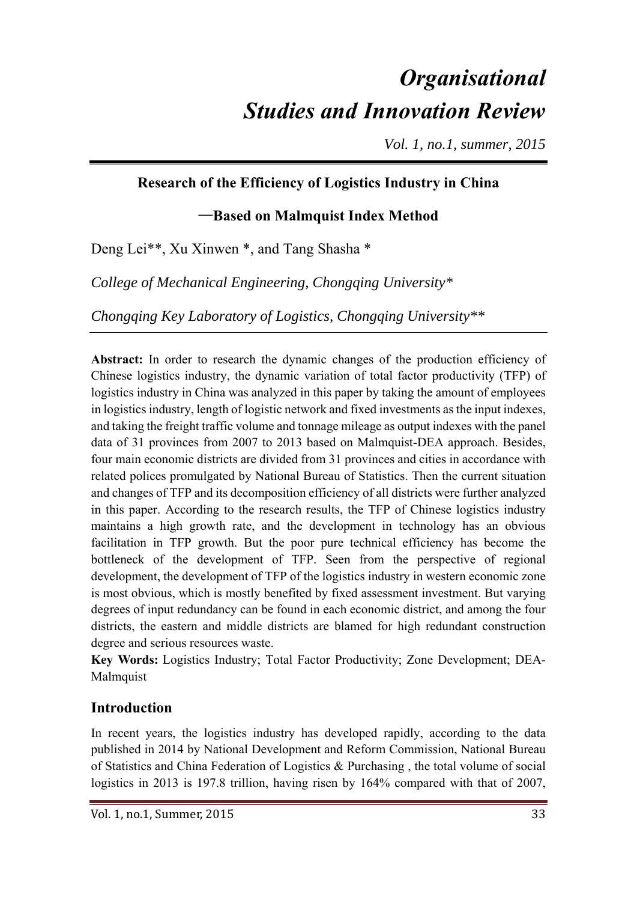# Organisational Studies and Innovation Review

*Vol. 1, no.1, summer, 2015*

## Research of the Efficiency of Logistics Industry in China

## —Based on Malmquist Index Method

Deng Lei**, Xu Xinwen *, and Tang Shasha *

*College of Mechanical Engineering, Chongqing University**

*Chongqing Key Laboratory of Logistics, Chongqing University***

**Abstract:** In order to research the dynamic changes of the production efficiency of Chinese logistics industry, the dynamic variation of total factor productivity (TFP) of logistics industry in China was analyzed in this paper by taking the amount of employees in logistics industry, length of logistic network and fixed investments as the input indexes, and taking the freight traffic volume and tonnage mileage as output indexes with the panel data of 31 provinces from 2007 to 2013 based on Malmquist-DEA approach. Besides, four main economic districts are divided from 31 provinces and cities in accordance with related polices promulgated by National Bureau of Statistics. Then the current situation and changes of TFP and its decomposition efficiency of all districts were further analyzed in this paper. According to the research results, the TFP of Chinese logistics industry maintains a high growth rate, and the development in technology has an obvious facilitation in TFP growth. But the poor pure technical efficiency has become the bottleneck of the development of TFP. Seen from the perspective of regional development, the development of TFP of the logistics industry in western economic zone is most obvious, which is mostly benefited by fixed assessment investment. But varying degrees of input redundancy can be found in each economic district, and among the four districts, the eastern and middle districts are blamed for high redundant construction degree and serious resources waste.

**Key Words:** Logistics Industry; Total Factor Productivity; Zone Development; DEA-Malmquist

## Introduction

In recent years, the logistics industry has developed rapidly, according to the data published in 2014 by National Development and Reform Commission, National Bureau of Statistics and China Federation of Logistics & Purchasing , the total volume of social logistics in 2013 is 197.8 trillion, having risen by 164% compared with that of 2007,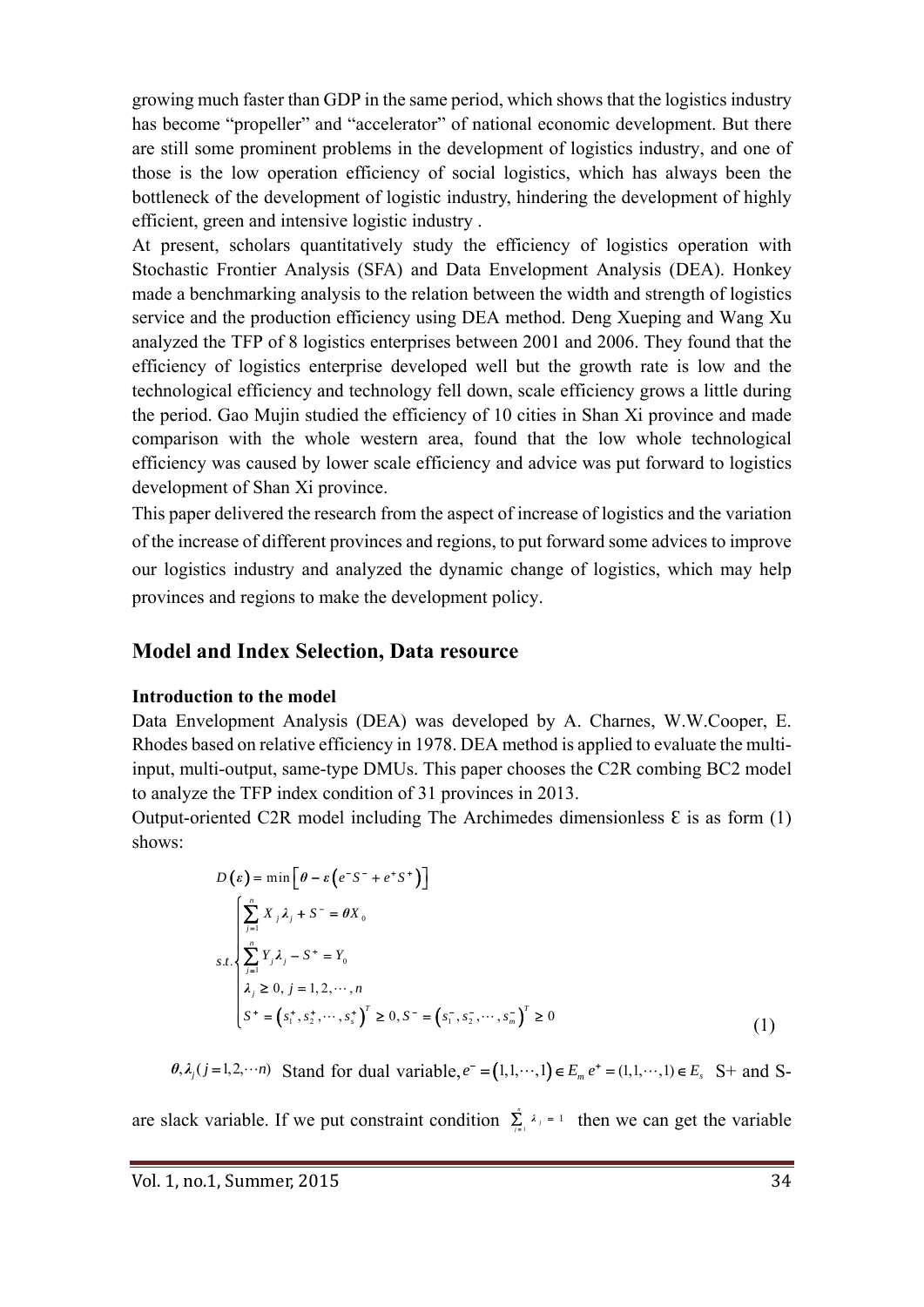growing much faster than GDP in the same period, which shows that the logistics industry has become "propeller" and "accelerator" of national economic development. But there are still some prominent problems in the development of logistics industry, and one of those is the low operation efficiency of social logistics, which has always been the bottleneck of the development of logistic industry, hindering the development of highly efficient, green and intensive logistic industry .

At present, scholars quantitatively study the efficiency of logistics operation with Stochastic Frontier Analysis (SFA) and Data Envelopment Analysis (DEA). Honkey made a benchmarking analysis to the relation between the width and strength of logistics service and the production efficiency using DEA method. Deng Xueping and Wang Xu analyzed the TFP of 8 logistics enterprises between 2001 and 2006. They found that the efficiency of logistics enterprise developed well but the growth rate is low and the technological efficiency and technology fell down, scale efficiency grows a little during the period. Gao Mujin studied the efficiency of 10 cities in Shan Xi province and made comparison with the whole western area, found that the low whole technological efficiency was caused by lower scale efficiency and advice was put forward to logistics development of Shan Xi province.

This paper delivered the research from the aspect of increase of logistics and the variation of the increase of different provinces and regions, to put forward some advices to improve our logistics industry and analyzed the dynamic change of logistics, which may help provinces and regions to make the development policy.

## Model and Index Selection, Data resource

### Introduction to the model

Data Envelopment Analysis (DEA) was developed by A. Charnes, W.W.Cooper, E. Rhodes based on relative efficiency in 1978. DEA method is applied to evaluate the multi-input, multi-output, same-type DMUs. This paper chooses the C2R combing BC2 model to analyze the TFP index condition of 31 provinces in 2013.

Output-oriented C2R model including The Archimedes dimensionless Ɛ is as form (1) shows:

$$D(\varepsilon) = \min\left[\theta - \varepsilon\left(e^{-}S^{-} + e^{+}S^{+}\right)\right]$$

$$s.t.\begin{cases} \sum_{j=1}^{n} X_j \lambda_j + S^{-} = \theta X_0 \\ \sum_{j=1}^{n} Y_j \lambda_j - S^{+} = Y_0 \\ \lambda_j \geq 0,\ j = 1, 2, \cdots, n \\ S^{+} = \left(s_1^{+}, s_2^{+}, \cdots, s_s^{+}\right)^T \geq 0, S^{-} = \left(s_1^{-}, s_2^{-}, \cdots, s_m^{-}\right)^T \geq 0 \end{cases} \tag{1}$$

$\theta, \lambda_j (j = 1, 2, \cdots n)$ Stand for dual variable, $e^{-} = (1, 1, \cdots, 1) \in E_m$ $e^{+} = (1, 1, \cdots, 1) \in E_s$ S+ and S- are slack variable. If we put constraint condition $\sum_{j=1}^{n} \lambda_j = 1$ then we can get the variable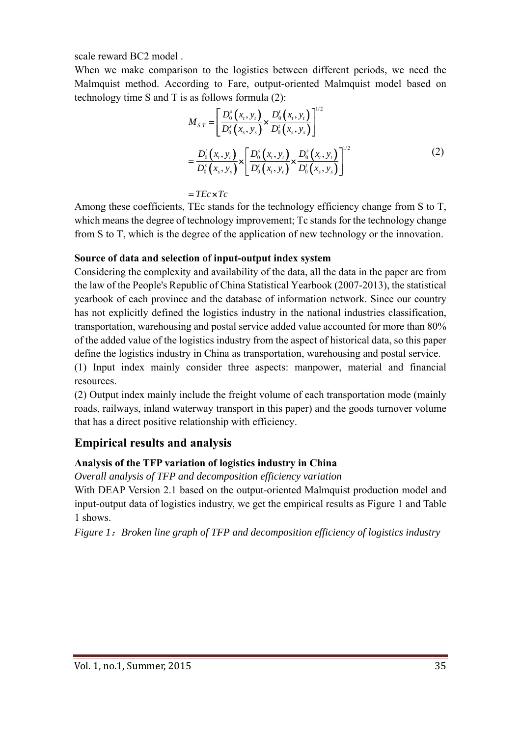scale reward BC2 model .

When we make comparison to the logistics between different periods, we need the Malmquist method. According to Fare, output-oriented Malmquist model based on technology time S and T is as follows formula (2):

$$
\begin{aligned}
M_{S.T} &= \left[ \frac{D_0^s\left(x_t, y_t\right)}{D_0^s\left(x_s, y_s\right)} \times \frac{D_0^t\left(x_t, y_t\right)}{D_0^t\left(x_s, y_s\right)} \right]^{1/2} \\
&= \frac{D_0^t\left(x_t, y_t\right)}{D_0^s\left(x_s, y_s\right)} \times \left[ \frac{D_0^s\left(x_t, y_t\right)}{D_0^t\left(x_t, y_t\right)} \times \frac{D_0^s\left(x_t, y_t\right)}{D_0^t\left(x_s, y_s\right)} \right]^{1/2} \\
&= TEc \times Tc
\end{aligned}
\tag{2}
$$

Among these coefficients, TEc stands for the technology efficiency change from S to T, which means the degree of technology improvement; Tc stands for the technology change from S to T, which is the degree of the application of new technology or the innovation.

**Source of data and selection of input-output index system**

Considering the complexity and availability of the data, all the data in the paper are from the law of the People's Republic of China Statistical Yearbook (2007-2013), the statistical yearbook of each province and the database of information network. Since our country has not explicitly defined the logistics industry in the national industries classification, transportation, warehousing and postal service added value accounted for more than 80% of the added value of the logistics industry from the aspect of historical data, so this paper define the logistics industry in China as transportation, warehousing and postal service.

(1) Input index mainly consider three aspects: manpower, material and financial resources.

(2) Output index mainly include the freight volume of each transportation mode (mainly roads, railways, inland waterway transport in this paper) and the goods turnover volume that has a direct positive relationship with efficiency.

## Empirical results and analysis

**Analysis of the TFP variation of logistics industry in China**

*Overall analysis of TFP and decomposition efficiency variation*

With DEAP Version 2.1 based on the output-oriented Malmquist production model and input-output data of logistics industry, we get the empirical results as Figure 1 and Table 1 shows.

*Figure 1：Broken line graph of TFP and decomposition efficiency of logistics industry*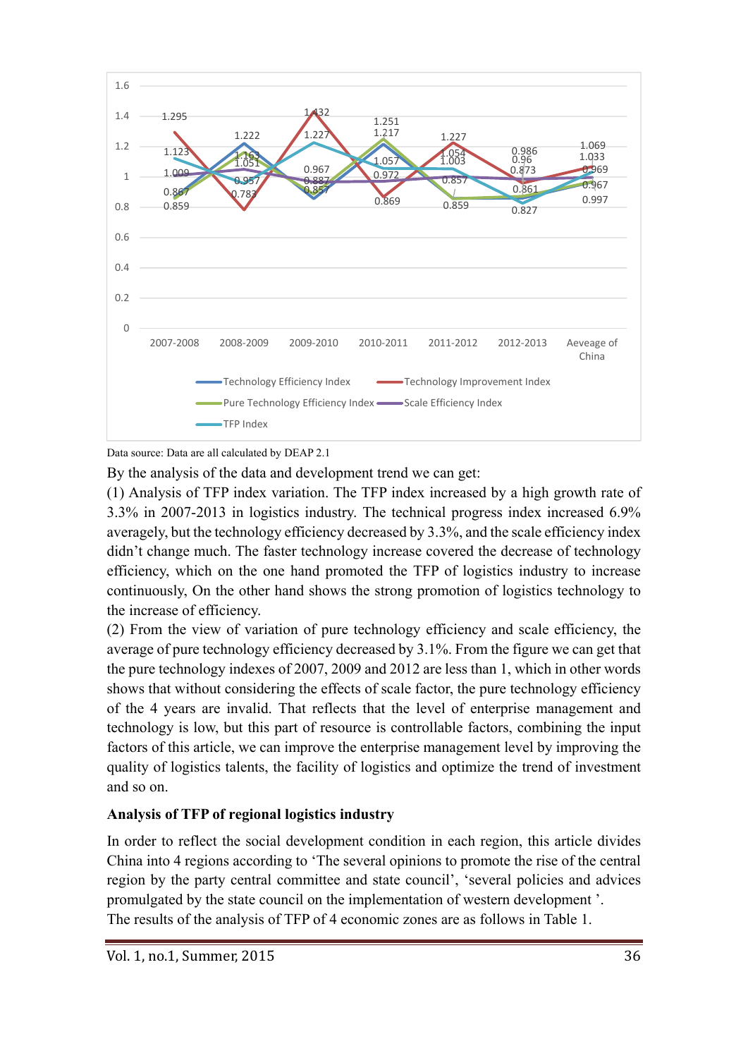Data source: Data are all calculated by DEAP 2.1

By the analysis of the data and development trend we can get:

(1) Analysis of TFP index variation. The TFP index increased by a high growth rate of 3.3% in 2007-2013 in logistics industry. The technical progress index increased 6.9% averagely, but the technology efficiency decreased by 3.3%, and the scale efficiency index didn't change much. The faster technology increase covered the decrease of technology efficiency, which on the one hand promoted the TFP of logistics industry to increase continuously, On the other hand shows the strong promotion of logistics technology to the increase of efficiency.

(2) From the view of variation of pure technology efficiency and scale efficiency, the average of pure technology efficiency decreased by 3.1%. From the figure we can get that the pure technology indexes of 2007, 2009 and 2012 are less than 1, which in other words shows that without considering the effects of scale factor, the pure technology efficiency of the 4 years are invalid. That reflects that the level of enterprise management and technology is low, but this part of resource is controllable factors, combining the input factors of this article, we can improve the enterprise management level by improving the quality of logistics talents, the facility of logistics and optimize the trend of investment and so on.

## Analysis of TFP of regional logistics industry

In order to reflect the social development condition in each region, this article divides China into 4 regions according to 'The several opinions to promote the rise of the central region by the party central committee and state council', 'several policies and advices promulgated by the state council on the implementation of western development '.

The results of the analysis of TFP of 4 economic zones are as follows in Table 1.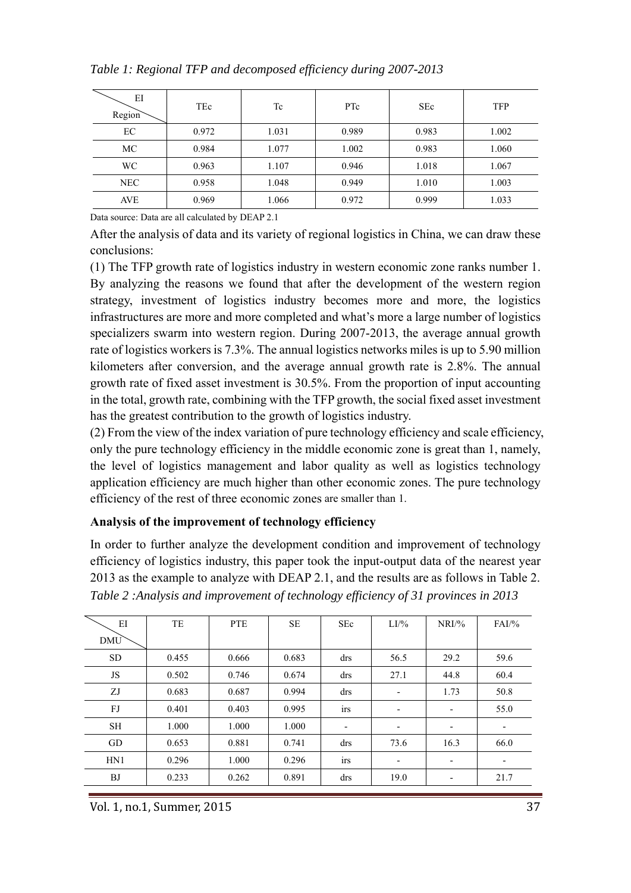*Table 1: Regional TFP and decomposed efficiency during 2007-2013*

| EI / Region | TEc | Tc | PTc | SEc | TFP |
|---|---|---|---|---|---|
| EC | 0.972 | 1.031 | 0.989 | 0.983 | 1.002 |
| MC | 0.984 | 1.077 | 1.002 | 0.983 | 1.060 |
| WC | 0.963 | 1.107 | 0.946 | 1.018 | 1.067 |
| NEC | 0.958 | 1.048 | 0.949 | 1.010 | 1.003 |
| AVE | 0.969 | 1.066 | 0.972 | 0.999 | 1.033 |

Data source: Data are all calculated by DEAP 2.1

After the analysis of data and its variety of regional logistics in China, we can draw these conclusions:

(1) The TFP growth rate of logistics industry in western economic zone ranks number 1. By analyzing the reasons we found that after the development of the western region strategy, investment of logistics industry becomes more and more, the logistics infrastructures are more and more completed and what's more a large number of logistics specializers swarm into western region. During 2007-2013, the average annual growth rate of logistics workers is 7.3%. The annual logistics networks miles is up to 5.90 million kilometers after conversion, and the average annual growth rate is 2.8%. The annual growth rate of fixed asset investment is 30.5%. From the proportion of input accounting in the total, growth rate, combining with the TFP growth, the social fixed asset investment has the greatest contribution to the growth of logistics industry.

(2) From the view of the index variation of pure technology efficiency and scale efficiency, only the pure technology efficiency in the middle economic zone is great than 1, namely, the level of logistics management and labor quality as well as logistics technology application efficiency are much higher than other economic zones. The pure technology efficiency of the rest of three economic zones are smaller than 1.

**Analysis of the improvement of technology efficiency**

In order to further analyze the development condition and improvement of technology efficiency of logistics industry, this paper took the input-output data of the nearest year 2013 as the example to analyze with DEAP 2.1, and the results are as follows in Table 2.

*Table 2 :Analysis and improvement of technology efficiency of 31 provinces in 2013*

| EI / DMU | TE | PTE | SE | SEc | LI/% | NRI/% | FAI/% |
|---|---|---|---|---|---|---|---|
| SD | 0.455 | 0.666 | 0.683 | drs | 56.5 | 29.2 | 59.6 |
| JS | 0.502 | 0.746 | 0.674 | drs | 27.1 | 44.8 | 60.4 |
| ZJ | 0.683 | 0.687 | 0.994 | drs | - | 1.73 | 50.8 |
| FJ | 0.401 | 0.403 | 0.995 | irs | - | - | 55.0 |
| SH | 1.000 | 1.000 | 1.000 | - | - | - | - |
| GD | 0.653 | 0.881 | 0.741 | drs | 73.6 | 16.3 | 66.0 |
| HN1 | 0.296 | 1.000 | 0.296 | irs | - | - | - |
| BJ | 0.233 | 0.262 | 0.891 | drs | 19.0 | - | 21.7 |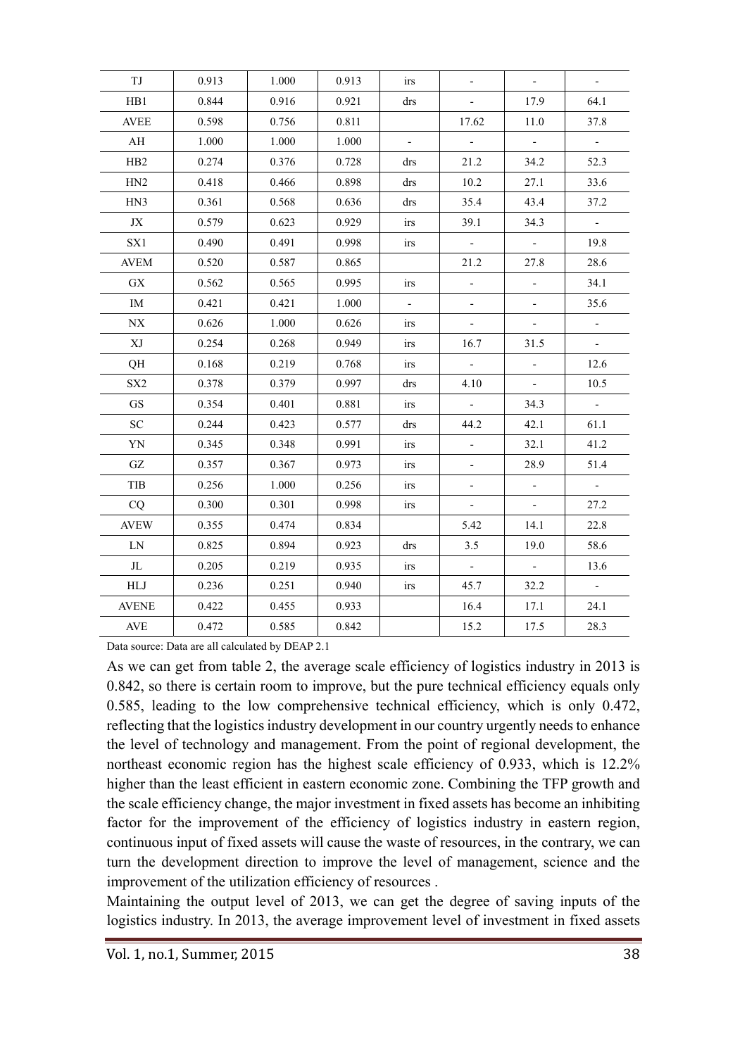| TJ | 0.913 | 1.000 | 0.913 | irs | - | - | - |
|---|---|---|---|---|---|---|---|
| HB1 | 0.844 | 0.916 | 0.921 | drs | - | 17.9 | 64.1 |
| AVEE | 0.598 | 0.756 | 0.811 | | 17.62 | 11.0 | 37.8 |
| AH | 1.000 | 1.000 | 1.000 | - | - | - | - |
| HB2 | 0.274 | 0.376 | 0.728 | drs | 21.2 | 34.2 | 52.3 |
| HN2 | 0.418 | 0.466 | 0.898 | drs | 10.2 | 27.1 | 33.6 |
| HN3 | 0.361 | 0.568 | 0.636 | drs | 35.4 | 43.4 | 37.2 |
| JX | 0.579 | 0.623 | 0.929 | irs | 39.1 | 34.3 | - |
| SX1 | 0.490 | 0.491 | 0.998 | irs | - | - | 19.8 |
| AVEM | 0.520 | 0.587 | 0.865 | | 21.2 | 27.8 | 28.6 |
| GX | 0.562 | 0.565 | 0.995 | irs | - | - | 34.1 |
| IM | 0.421 | 0.421 | 1.000 | - | - | - | 35.6 |
| NX | 0.626 | 1.000 | 0.626 | irs | - | - | - |
| XJ | 0.254 | 0.268 | 0.949 | irs | 16.7 | 31.5 | - |
| QH | 0.168 | 0.219 | 0.768 | irs | - | - | 12.6 |
| SX2 | 0.378 | 0.379 | 0.997 | drs | 4.10 | - | 10.5 |
| GS | 0.354 | 0.401 | 0.881 | irs | - | 34.3 | - |
| SC | 0.244 | 0.423 | 0.577 | drs | 44.2 | 42.1 | 61.1 |
| YN | 0.345 | 0.348 | 0.991 | irs | - | 32.1 | 41.2 |
| GZ | 0.357 | 0.367 | 0.973 | irs | - | 28.9 | 51.4 |
| TIB | 0.256 | 1.000 | 0.256 | irs | - | - | - |
| CQ | 0.300 | 0.301 | 0.998 | irs | - | - | 27.2 |
| AVEW | 0.355 | 0.474 | 0.834 | | 5.42 | 14.1 | 22.8 |
| LN | 0.825 | 0.894 | 0.923 | drs | 3.5 | 19.0 | 58.6 |
| JL | 0.205 | 0.219 | 0.935 | irs | - | - | 13.6 |
| HLJ | 0.236 | 0.251 | 0.940 | irs | 45.7 | 32.2 | - |
| AVENE | 0.422 | 0.455 | 0.933 | | 16.4 | 17.1 | 24.1 |
| AVE | 0.472 | 0.585 | 0.842 | | 15.2 | 17.5 | 28.3 |

Data source: Data are all calculated by DEAP 2.1

As we can get from table 2, the average scale efficiency of logistics industry in 2013 is 0.842, so there is certain room to improve, but the pure technical efficiency equals only 0.585, leading to the low comprehensive technical efficiency, which is only 0.472, reflecting that the logistics industry development in our country urgently needs to enhance the level of technology and management. From the point of regional development, the northeast economic region has the highest scale efficiency of 0.933, which is 12.2% higher than the least efficient in eastern economic zone. Combining the TFP growth and the scale efficiency change, the major investment in fixed assets has become an inhibiting factor for the improvement of the efficiency of logistics industry in eastern region, continuous input of fixed assets will cause the waste of resources, in the contrary, we can turn the development direction to improve the level of management, science and the improvement of the utilization efficiency of resources .

Maintaining the output level of 2013, we can get the degree of saving inputs of the logistics industry. In 2013, the average improvement level of investment in fixed assets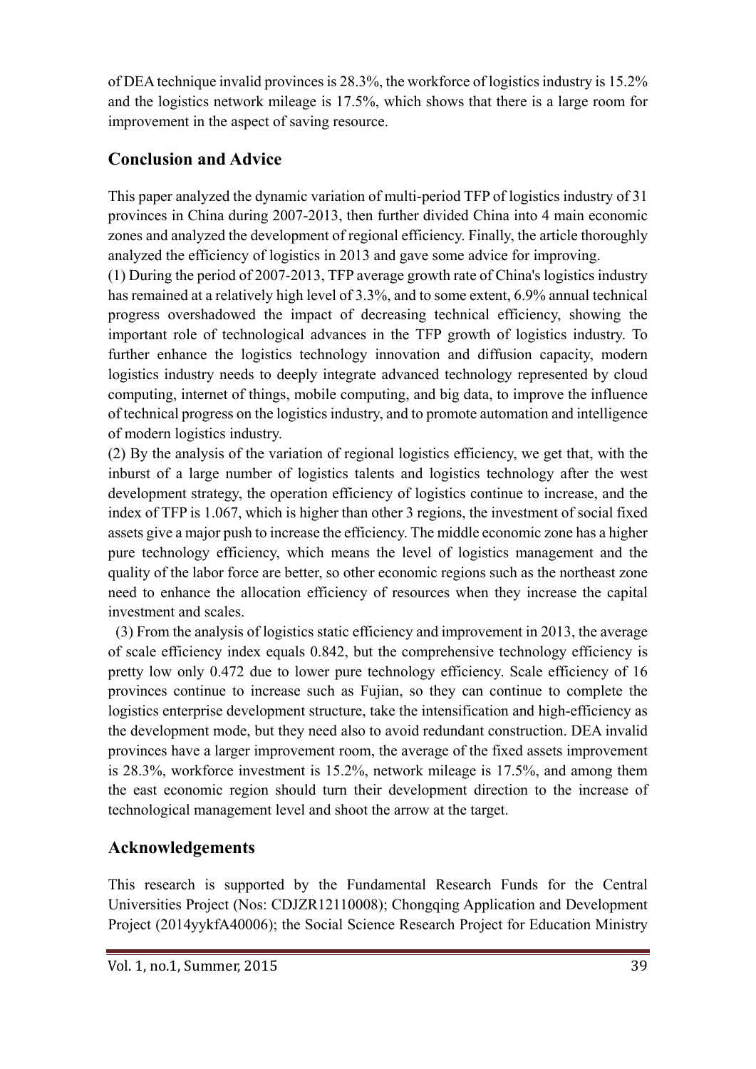of DEA technique invalid provinces is 28.3%, the workforce of logistics industry is 15.2% and the logistics network mileage is 17.5%, which shows that there is a large room for improvement in the aspect of saving resource.

## Conclusion and Advice

This paper analyzed the dynamic variation of multi-period TFP of logistics industry of 31 provinces in China during 2007-2013, then further divided China into 4 main economic zones and analyzed the development of regional efficiency. Finally, the article thoroughly analyzed the efficiency of logistics in 2013 and gave some advice for improving.

(1) During the period of 2007-2013, TFP average growth rate of China's logistics industry has remained at a relatively high level of 3.3%, and to some extent, 6.9% annual technical progress overshadowed the impact of decreasing technical efficiency, showing the important role of technological advances in the TFP growth of logistics industry. To further enhance the logistics technology innovation and diffusion capacity, modern logistics industry needs to deeply integrate advanced technology represented by cloud computing, internet of things, mobile computing, and big data, to improve the influence of technical progress on the logistics industry, and to promote automation and intelligence of modern logistics industry.

(2) By the analysis of the variation of regional logistics efficiency, we get that, with the inburst of a large number of logistics talents and logistics technology after the west development strategy, the operation efficiency of logistics continue to increase, and the index of TFP is 1.067, which is higher than other 3 regions, the investment of social fixed assets give a major push to increase the efficiency. The middle economic zone has a higher pure technology efficiency, which means the level of logistics management and the quality of the labor force are better, so other economic regions such as the northeast zone need to enhance the allocation efficiency of resources when they increase the capital investment and scales.

(3) From the analysis of logistics static efficiency and improvement in 2013, the average of scale efficiency index equals 0.842, but the comprehensive technology efficiency is pretty low only 0.472 due to lower pure technology efficiency. Scale efficiency of 16 provinces continue to increase such as Fujian, so they can continue to complete the logistics enterprise development structure, take the intensification and high-efficiency as the development mode, but they need also to avoid redundant construction. DEA invalid provinces have a larger improvement room, the average of the fixed assets improvement is 28.3%, workforce investment is 15.2%, network mileage is 17.5%, and among them the east economic region should turn their development direction to the increase of technological management level and shoot the arrow at the target.

## Acknowledgements

This research is supported by the Fundamental Research Funds for the Central Universities Project (Nos: CDJZR12110008); Chongqing Application and Development Project (2014yykfA40006); the Social Science Research Project for Education Ministry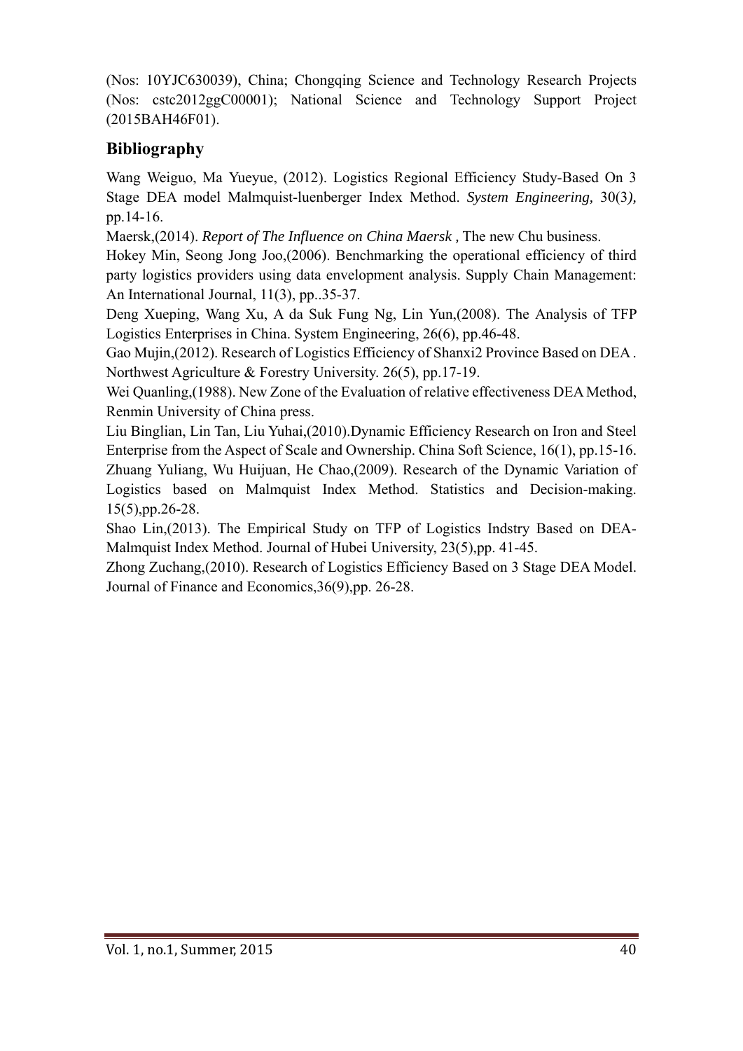(Nos: 10YJC630039), China; Chongqing Science and Technology Research Projects (Nos: cstc2012ggC00001); National Science and Technology Support Project (2015BAH46F01).

## Bibliography

Wang Weiguo, Ma Yueyue, (2012). Logistics Regional Efficiency Study-Based On 3 Stage DEA model Malmquist-luenberger Index Method. *System Engineering,* 30(3*),* pp.14-16.

Maersk,(2014). *Report of The Influence on China Maersk ,* The new Chu business.

Hokey Min, Seong Jong Joo,(2006). Benchmarking the operational efficiency of third party logistics providers using data envelopment analysis. Supply Chain Management: An International Journal, 11(3), pp..35-37.

Deng Xueping, Wang Xu, A da Suk Fung Ng, Lin Yun,(2008). The Analysis of TFP Logistics Enterprises in China. System Engineering, 26(6), pp.46-48.

Gao Mujin,(2012). Research of Logistics Efficiency of Shanxi2 Province Based on DEA . Northwest Agriculture & Forestry University. 26(5), pp.17-19.

Wei Quanling,(1988). New Zone of the Evaluation of relative effectiveness DEA Method, Renmin University of China press.

Liu Binglian, Lin Tan, Liu Yuhai,(2010).Dynamic Efficiency Research on Iron and Steel Enterprise from the Aspect of Scale and Ownership. China Soft Science, 16(1), pp.15-16.

Zhuang Yuliang, Wu Huijuan, He Chao,(2009). Research of the Dynamic Variation of Logistics based on Malmquist Index Method. Statistics and Decision-making. 15(5),pp.26-28.

Shao Lin,(2013). The Empirical Study on TFP of Logistics Indstry Based on DEA-Malmquist Index Method. Journal of Hubei University, 23(5),pp. 41-45.

Zhong Zuchang,(2010). Research of Logistics Efficiency Based on 3 Stage DEA Model. Journal of Finance and Economics,36(9),pp. 26-28.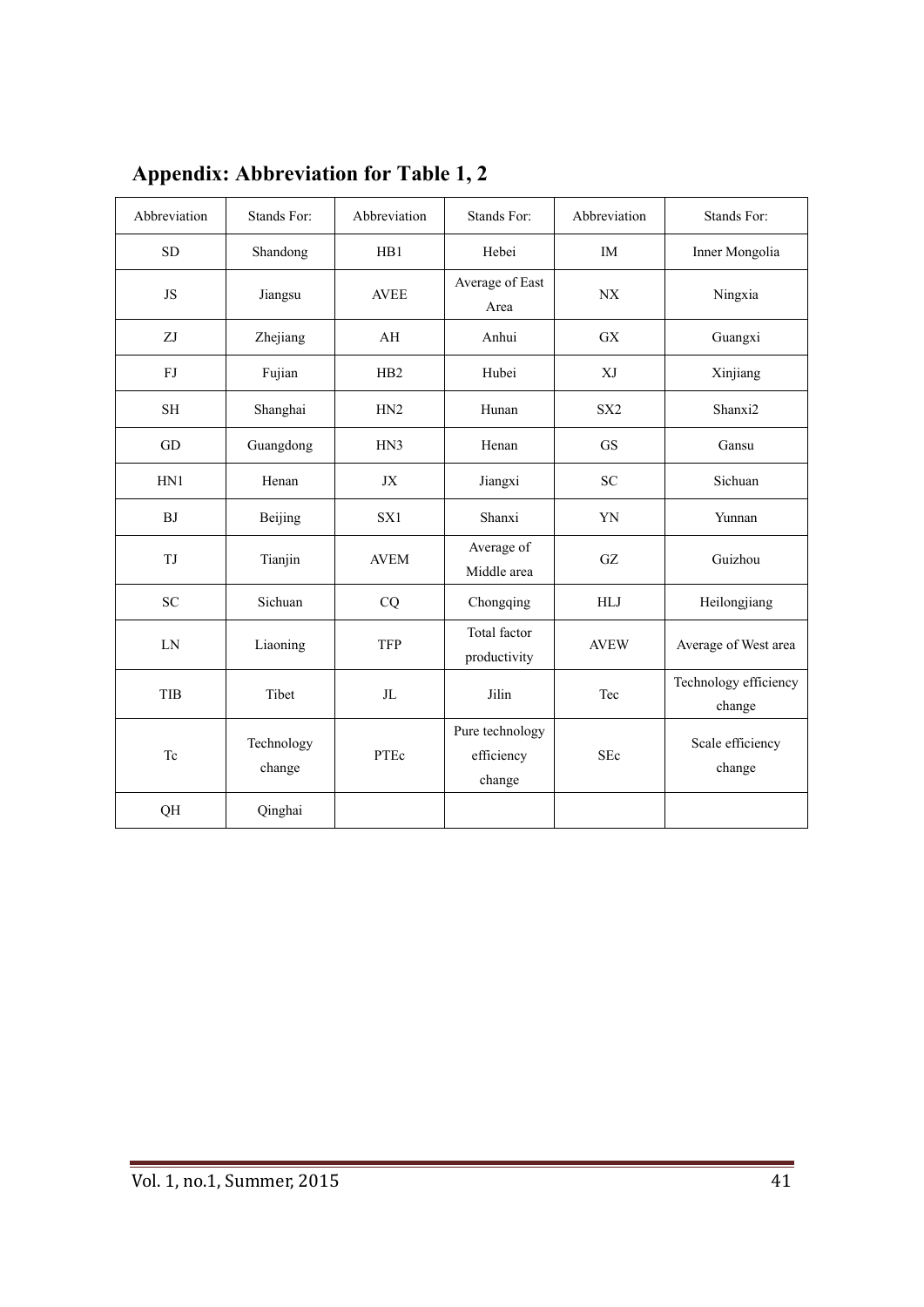## Appendix: Abbreviation for Table 1, 2

| Abbreviation | Stands For: | Abbreviation | Stands For: | Abbreviation | Stands For: |
|---|---|---|---|---|---|
| SD | Shandong | HB1 | Hebei | IM | Inner Mongolia |
| JS | Jiangsu | AVEE | Average of East Area | NX | Ningxia |
| ZJ | Zhejiang | AH | Anhui | GX | Guangxi |
| FJ | Fujian | HB2 | Hubei | XJ | Xinjiang |
| SH | Shanghai | HN2 | Hunan | SX2 | Shanxi2 |
| GD | Guangdong | HN3 | Henan | GS | Gansu |
| HN1 | Henan | JX | Jiangxi | SC | Sichuan |
| BJ | Beijing | SX1 | Shanxi | YN | Yunnan |
| TJ | Tianjin | AVEM | Average of Middle area | GZ | Guizhou |
| SC | Sichuan | CQ | Chongqing | HLJ | Heilongjiang |
| LN | Liaoning | TFP | Total factor productivity | AVEW | Average of West area |
| TIB | Tibet | JL | Jilin | Tec | Technology efficiency change |
| Tc | Technology change | PTEc | Pure technology efficiency change | SEc | Scale efficiency change |
| QH | Qinghai | | | | |